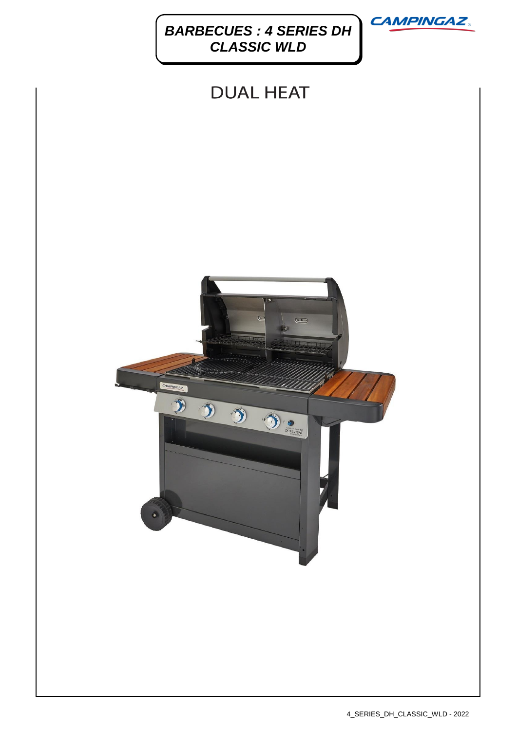# BARBECUES : 4 SERIES DH CLASSIC WLD

CAMPINGAZ

## DUAL HEAT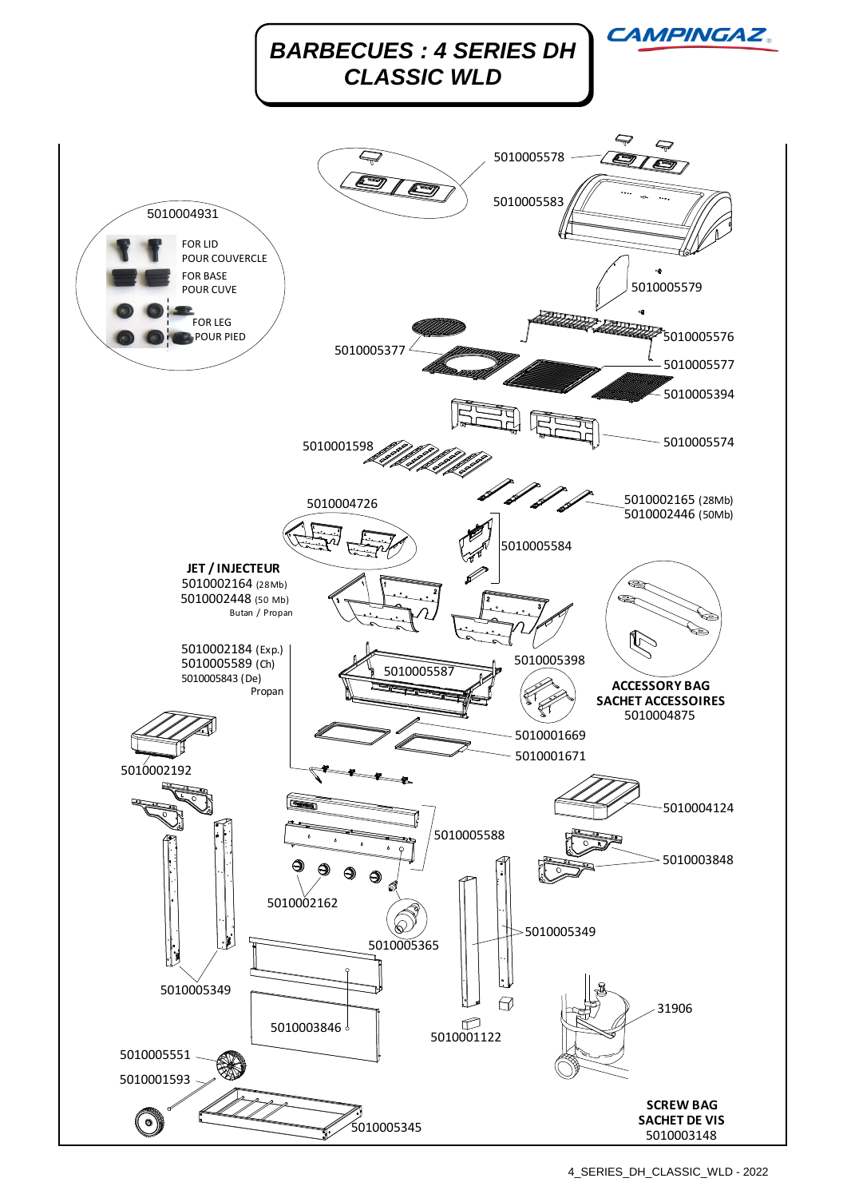# BARBECUES : 4 SERIES DH CLASSIC WLD

CAMPINGAZ

5010005578

5010005583

5010004931

FOR LID
POUR COUVERCLE

FOR BASE
POUR CUVE

FOR LEG
POUR PIED

5010005579

5010005576

5010005377

5010005577

5010005394

5010005574

5010001598

5010002165 (28Mb)
5010002446 (50Mb)

5010004726

5010005584

**JET / INJECTEUR**
5010002164 (28Mb)
5010002448 (50 Mb)
Butan / Propan

5010002184 (Exp.)
5010005589 (Ch)
5010005843 (De)
Propan

5010005587

5010005398

**ACCESSORY BAG**
**SACHET ACCESSOIRES**
5010004875

5010001669

5010001671

5010002192

5010004124

5010005588

5010003848

5010002162

5010005365

5010005349

5010005349

31906

5010003846

5010001122

5010005551

5010001593

5010005345

**SCREW BAG**
**SACHET DE VIS**
5010003148

4_SERIES_DH_CLASSIC_WLD - 2022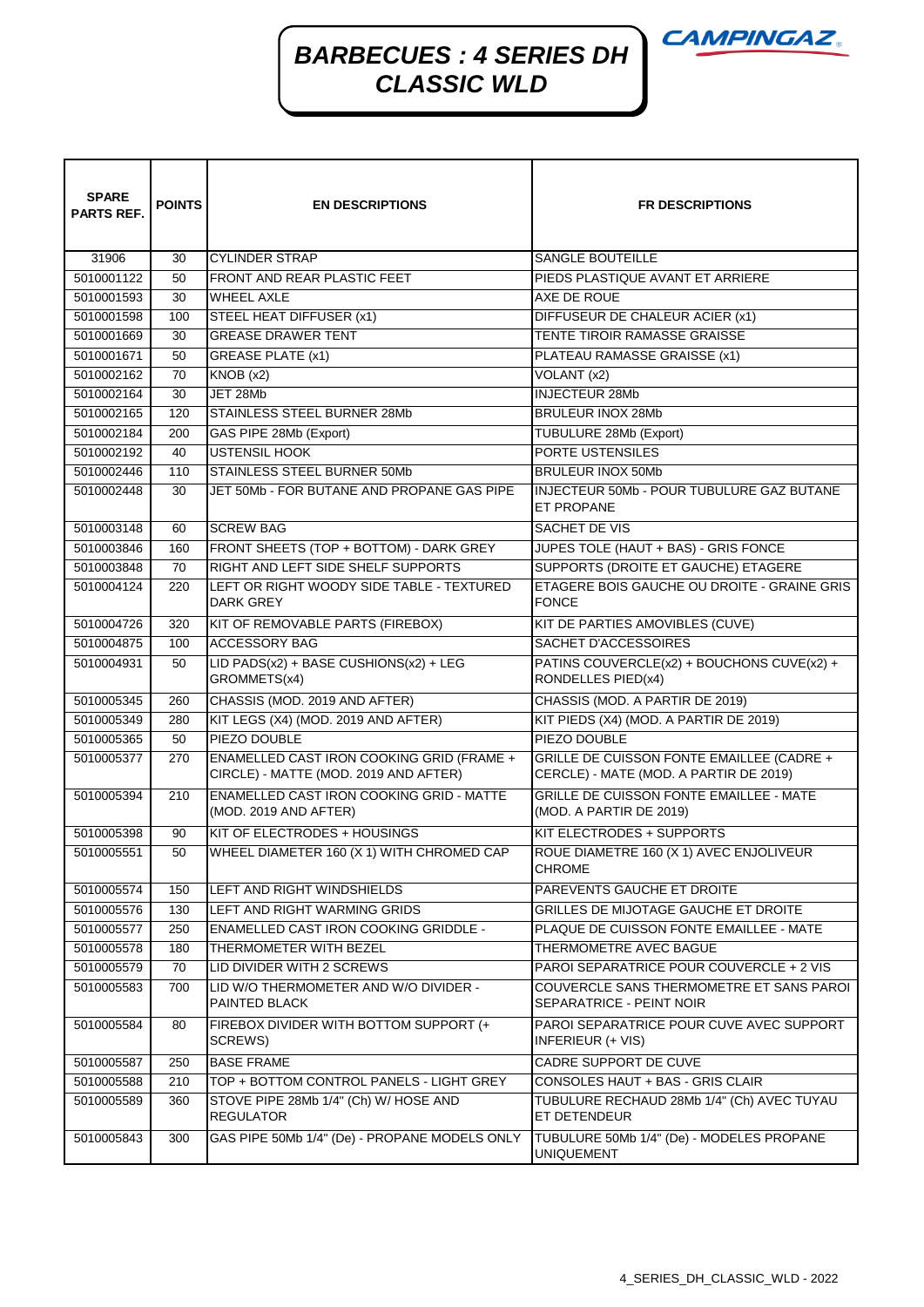# BARBECUES : 4 SERIES DH CLASSIC WLD

CAMPINGAZ

| SPARE PARTS REF. | POINTS | EN DESCRIPTIONS | FR DESCRIPTIONS |
|---|---|---|---|
| 31906 | 30 | CYLINDER STRAP | SANGLE BOUTEILLE |
| 5010001122 | 50 | FRONT AND REAR PLASTIC FEET | PIEDS PLASTIQUE AVANT ET ARRIERE |
| 5010001593 | 30 | WHEEL AXLE | AXE DE ROUE |
| 5010001598 | 100 | STEEL HEAT DIFFUSER (x1) | DIFFUSEUR DE CHALEUR ACIER (x1) |
| 5010001669 | 30 | GREASE DRAWER TENT | TENTE TIROIR RAMASSE GRAISSE |
| 5010001671 | 50 | GREASE PLATE (x1) | PLATEAU RAMASSE GRAISSE (x1) |
| 5010002162 | 70 | KNOB (x2) | VOLANT (x2) |
| 5010002164 | 30 | JET 28Mb | INJECTEUR 28Mb |
| 5010002165 | 120 | STAINLESS STEEL BURNER 28Mb | BRULEUR INOX 28Mb |
| 5010002184 | 200 | GAS PIPE 28Mb (Export) | TUBULURE 28Mb (Export) |
| 5010002192 | 40 | USTENSIL HOOK | PORTE USTENSILES |
| 5010002446 | 110 | STAINLESS STEEL BURNER 50Mb | BRULEUR INOX 50Mb |
| 5010002448 | 30 | JET 50Mb - FOR BUTANE AND PROPANE GAS PIPE | INJECTEUR 50Mb - POUR TUBULURE GAZ BUTANE ET PROPANE |
| 5010003148 | 60 | SCREW BAG | SACHET DE VIS |
| 5010003846 | 160 | FRONT SHEETS (TOP + BOTTOM) - DARK GREY | JUPES TOLE (HAUT + BAS) - GRIS FONCE |
| 5010003848 | 70 | RIGHT AND LEFT SIDE SHELF SUPPORTS | SUPPORTS (DROITE ET GAUCHE) ETAGERE |
| 5010004124 | 220 | LEFT OR RIGHT WOODY SIDE TABLE - TEXTURED DARK GREY | ETAGERE BOIS GAUCHE OU DROITE - GRAINE GRIS FONCE |
| 5010004726 | 320 | KIT OF REMOVABLE PARTS (FIREBOX) | KIT DE PARTIES AMOVIBLES (CUVE) |
| 5010004875 | 100 | ACCESSORY BAG | SACHET D'ACCESSOIRES |
| 5010004931 | 50 | LID PADS(x2) + BASE CUSHIONS(x2) + LEG GROMMETS(x4) | PATINS COUVERCLE(x2) + BOUCHONS CUVE(x2) + RONDELLES PIED(x4) |
| 5010005345 | 260 | CHASSIS (MOD. 2019 AND AFTER) | CHASSIS (MOD. A PARTIR DE 2019) |
| 5010005349 | 280 | KIT LEGS (X4) (MOD. 2019 AND AFTER) | KIT PIEDS (X4) (MOD. A PARTIR DE 2019) |
| 5010005365 | 50 | PIEZO DOUBLE | PIEZO DOUBLE |
| 5010005377 | 270 | ENAMELLED CAST IRON COOKING GRID (FRAME + CIRCLE) - MATTE (MOD. 2019 AND AFTER) | GRILLE DE CUISSON FONTE EMAILLEE (CADRE + CERCLE) - MATE (MOD. A PARTIR DE 2019) |
| 5010005394 | 210 | ENAMELLED CAST IRON COOKING GRID - MATTE (MOD. 2019 AND AFTER) | GRILLE DE CUISSON FONTE EMAILLEE - MATE (MOD. A PARTIR DE 2019) |
| 5010005398 | 90 | KIT OF ELECTRODES + HOUSINGS | KIT ELECTRODES + SUPPORTS |
| 5010005551 | 50 | WHEEL DIAMETER 160 (X 1) WITH CHROMED CAP | ROUE DIAMETRE 160 (X 1) AVEC ENJOLIVEUR CHROME |
| 5010005574 | 150 | LEFT AND RIGHT WINDSHIELDS | PAREVENTS GAUCHE ET DROITE |
| 5010005576 | 130 | LEFT AND RIGHT WARMING GRIDS | GRILLES DE MIJOTAGE GAUCHE ET DROITE |
| 5010005577 | 250 | ENAMELLED CAST IRON COOKING GRIDDLE - | PLAQUE DE CUISSON FONTE EMAILLEE - MATE |
| 5010005578 | 180 | THERMOMETER WITH BEZEL | THERMOMETRE AVEC BAGUE |
| 5010005579 | 70 | LID DIVIDER WITH 2 SCREWS | PAROI SEPARATRICE POUR COUVERCLE + 2 VIS |
| 5010005583 | 700 | LID W/O THERMOMETER AND W/O DIVIDER - PAINTED BLACK | COUVERCLE SANS THERMOMETRE ET SANS PAROI SEPARATRICE - PEINT NOIR |
| 5010005584 | 80 | FIREBOX DIVIDER WITH BOTTOM SUPPORT (+ SCREWS) | PAROI SEPARATRICE POUR CUVE AVEC SUPPORT INFERIEUR (+ VIS) |
| 5010005587 | 250 | BASE FRAME | CADRE SUPPORT DE CUVE |
| 5010005588 | 210 | TOP + BOTTOM CONTROL PANELS - LIGHT GREY | CONSOLES HAUT + BAS - GRIS CLAIR |
| 5010005589 | 360 | STOVE PIPE 28Mb 1/4" (Ch) W/ HOSE AND REGULATOR | TUBULURE RECHAUD 28Mb 1/4" (Ch) AVEC TUYAU ET DETENDEUR |
| 5010005843 | 300 | GAS PIPE 50Mb 1/4" (De) - PROPANE MODELS ONLY | TUBULURE 50Mb 1/4" (De) - MODELES PROPANE UNIQUEMENT |